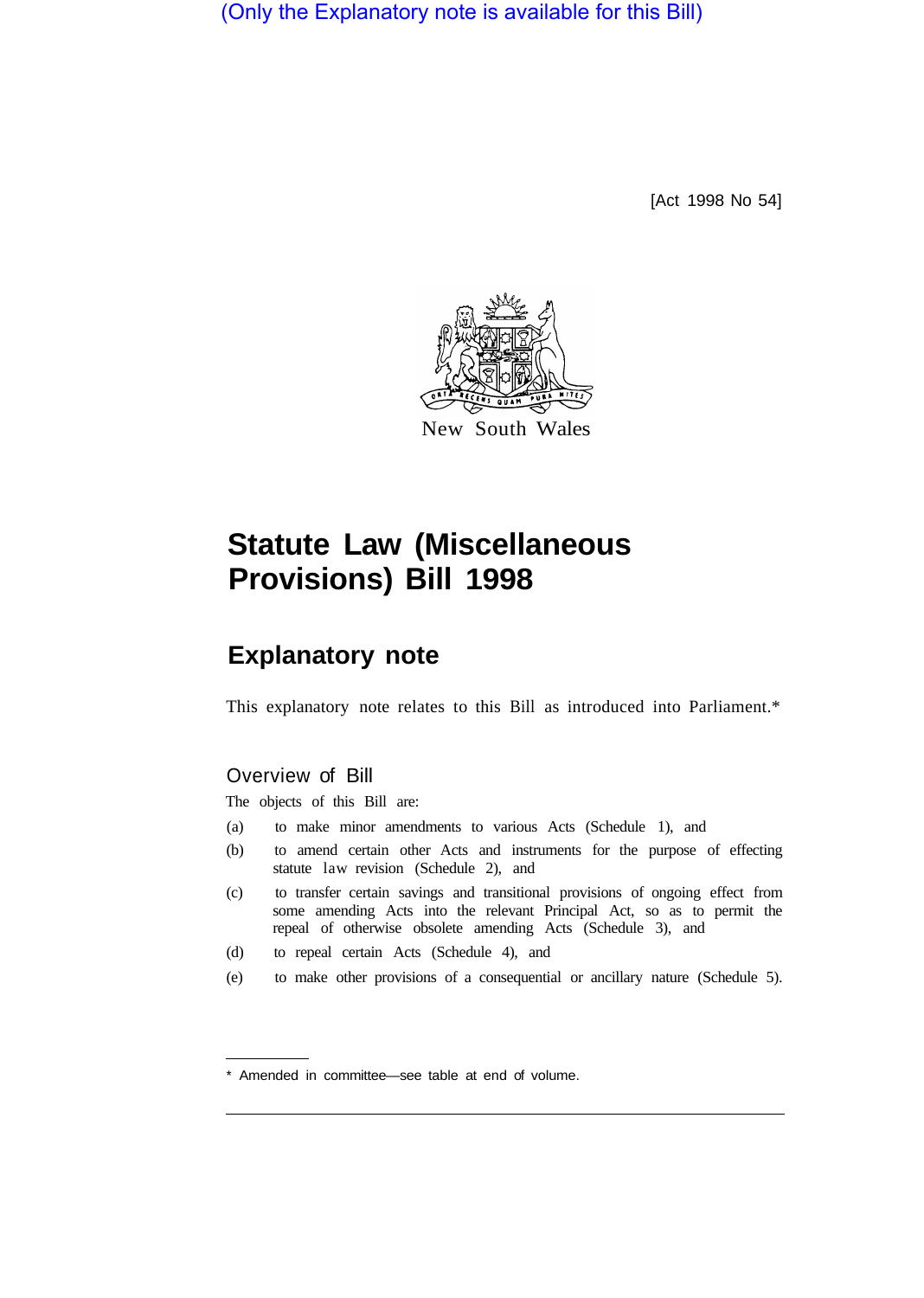(Only the Explanatory note is available for this Bill)

[Act 1998 No 54]

New South Wales

# Statute Law (Miscellaneous Provisions) Bill 1998

## Explanatory note

This explanatory note relates to this Bill as introduced into Parliament.*

### Overview of Bill

The objects of this Bill are:

(a) to make minor amendments to various Acts (Schedule 1), and

(b) to amend certain other Acts and instruments for the purpose of effecting statute law revision (Schedule 2), and

(c) to transfer certain savings and transitional provisions of ongoing effect from some amending Acts into the relevant Principal Act, so as to permit the repeal of otherwise obsolete amending Acts (Schedule 3), and

(d) to repeal certain Acts (Schedule 4), and

(e) to make other provisions of a consequential or ancillary nature (Schedule 5).

* Amended in committee—see table at end of volume.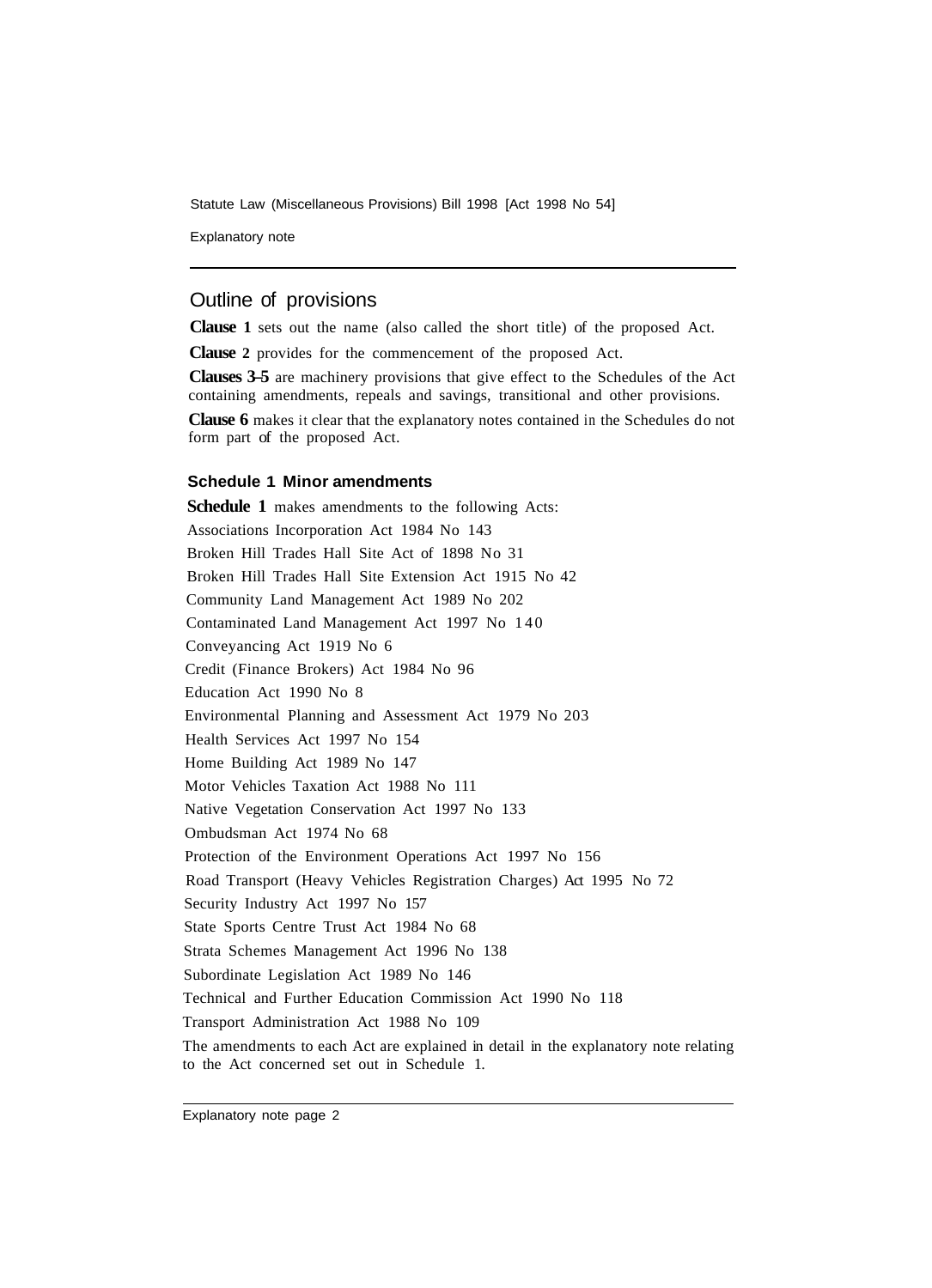## Outline of provisions

**Clause 1** sets out the name (also called the short title) of the proposed Act.

**Clause 2** provides for the commencement of the proposed Act.

**Clauses 3–5** are machinery provisions that give effect to the Schedules of the Act containing amendments, repeals and savings, transitional and other provisions.

**Clause 6** makes it clear that the explanatory notes contained in the Schedules do not form part of the proposed Act.

### Schedule 1 Minor amendments

**Schedule 1** makes amendments to the following Acts:

Associations Incorporation Act 1984 No 143
Broken Hill Trades Hall Site Act of 1898 No 31
Broken Hill Trades Hall Site Extension Act 1915 No 42
Community Land Management Act 1989 No 202
Contaminated Land Management Act 1997 No 140
Conveyancing Act 1919 No 6
Credit (Finance Brokers) Act 1984 No 96
Education Act 1990 No 8
Environmental Planning and Assessment Act 1979 No 203
Health Services Act 1997 No 154
Home Building Act 1989 No 147
Motor Vehicles Taxation Act 1988 No 111
Native Vegetation Conservation Act 1997 No 133
Ombudsman Act 1974 No 68
Protection of the Environment Operations Act 1997 No 156
Road Transport (Heavy Vehicles Registration Charges) Act 1995 No 72
Security Industry Act 1997 No 157
State Sports Centre Trust Act 1984 No 68
Strata Schemes Management Act 1996 No 138
Subordinate Legislation Act 1989 No 146
Technical and Further Education Commission Act 1990 No 118
Transport Administration Act 1988 No 109

The amendments to each Act are explained in detail in the explanatory note relating to the Act concerned set out in Schedule 1.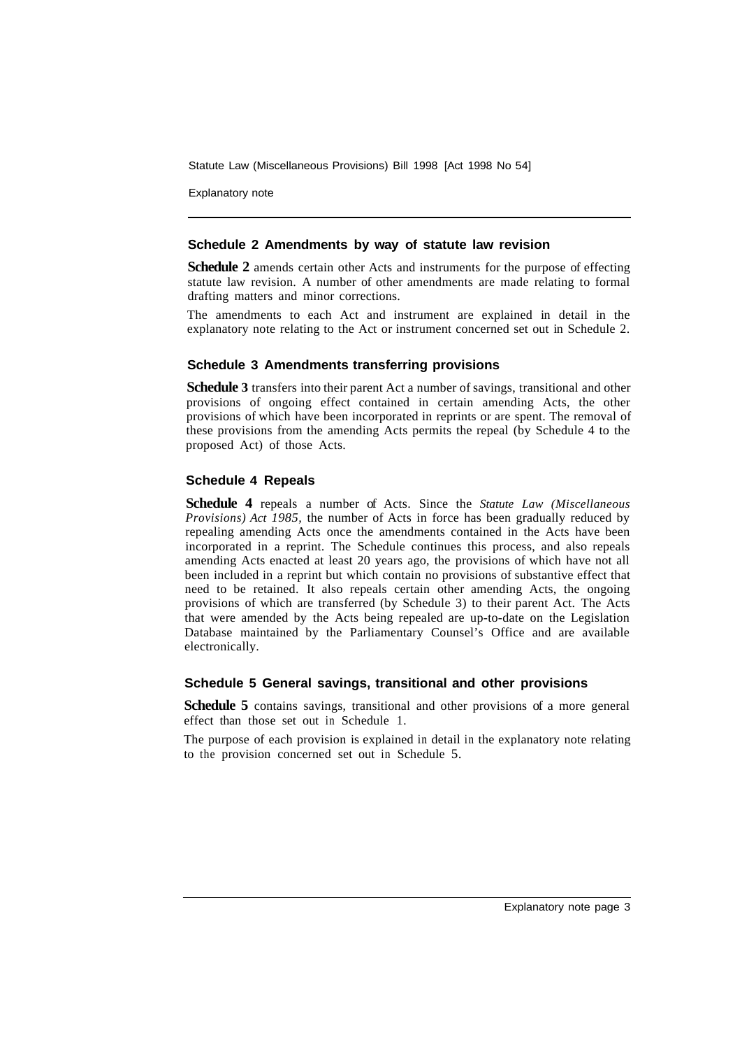### Schedule 2 Amendments by way of statute law revision

**Schedule 2** amends certain other Acts and instruments for the purpose of effecting statute law revision. A number of other amendments are made relating to formal drafting matters and minor corrections.

The amendments to each Act and instrument are explained in detail in the explanatory note relating to the Act or instrument concerned set out in Schedule 2.

### Schedule 3 Amendments transferring provisions

**Schedule 3** transfers into their parent Act a number of savings, transitional and other provisions of ongoing effect contained in certain amending Acts, the other provisions of which have been incorporated in reprints or are spent. The removal of these provisions from the amending Acts permits the repeal (by Schedule 4 to the proposed Act) of those Acts.

### Schedule 4 Repeals

**Schedule 4** repeals a number of Acts. Since the *Statute Law (Miscellaneous Provisions) Act 1985*, the number of Acts in force has been gradually reduced by repealing amending Acts once the amendments contained in the Acts have been incorporated in a reprint. The Schedule continues this process, and also repeals amending Acts enacted at least 20 years ago, the provisions of which have not all been included in a reprint but which contain no provisions of substantive effect that need to be retained. It also repeals certain other amending Acts, the ongoing provisions of which are transferred (by Schedule 3) to their parent Act. The Acts that were amended by the Acts being repealed are up-to-date on the Legislation Database maintained by the Parliamentary Counsel's Office and are available electronically.

### Schedule 5 General savings, transitional and other provisions

**Schedule 5** contains savings, transitional and other provisions of a more general effect than those set out in Schedule 1.

The purpose of each provision is explained in detail in the explanatory note relating to the provision concerned set out in Schedule 5.